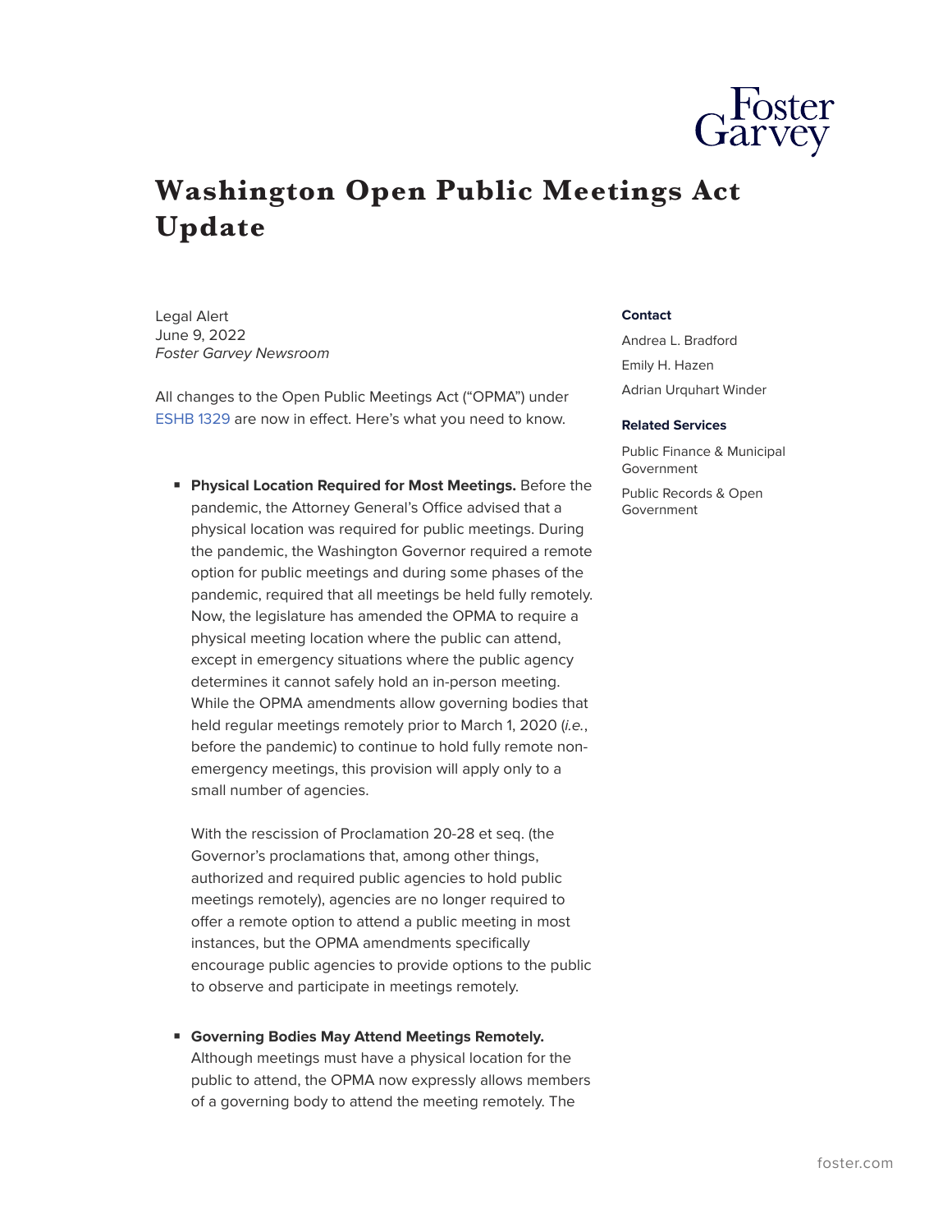# Washington Open Public Meetings Act Update

Legal Alert
June 9, 2022
*Foster Garvey Newsroom*

All changes to the Open Public Meetings Act ("OPMA") under ESHB 1329 are now in effect. Here's what you need to know.

- **Physical Location Required for Most Meetings.** Before the pandemic, the Attorney General's Office advised that a physical location was required for public meetings. During the pandemic, the Washington Governor required a remote option for public meetings and during some phases of the pandemic, required that all meetings be held fully remotely. Now, the legislature has amended the OPMA to require a physical meeting location where the public can attend, except in emergency situations where the public agency determines it cannot safely hold an in-person meeting. While the OPMA amendments allow governing bodies that held regular meetings remotely prior to March 1, 2020 (*i.e.*, before the pandemic) to continue to hold fully remote non-emergency meetings, this provision will apply only to a small number of agencies.

  With the rescission of Proclamation 20-28 et seq. (the Governor's proclamations that, among other things, authorized and required public agencies to hold public meetings remotely), agencies are no longer required to offer a remote option to attend a public meeting in most instances, but the OPMA amendments specifically encourage public agencies to provide options to the public to observe and participate in meetings remotely.

- **Governing Bodies May Attend Meetings Remotely.** Although meetings must have a physical location for the public to attend, the OPMA now expressly allows members of a governing body to attend the meeting remotely. The

**Contact**

Andrea L. Bradford

Emily H. Hazen

Adrian Urquhart Winder

**Related Services**

Public Finance & Municipal Government

Public Records & Open Government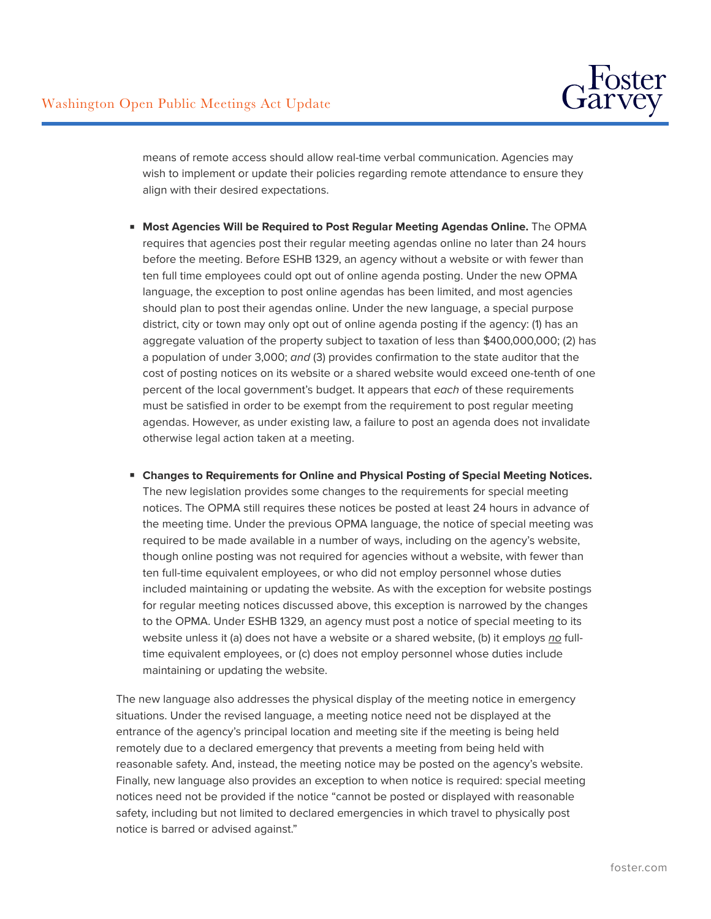means of remote access should allow real-time verbal communication. Agencies may wish to implement or update their policies regarding remote attendance to ensure they align with their desired expectations.

- **Most Agencies Will be Required to Post Regular Meeting Agendas Online.** The OPMA requires that agencies post their regular meeting agendas online no later than 24 hours before the meeting. Before ESHB 1329, an agency without a website or with fewer than ten full time employees could opt out of online agenda posting. Under the new OPMA language, the exception to post online agendas has been limited, and most agencies should plan to post their agendas online. Under the new language, a special purpose district, city or town may only opt out of online agenda posting if the agency: (1) has an aggregate valuation of the property subject to taxation of less than $400,000,000; (2) has a population of under 3,000; *and* (3) provides confirmation to the state auditor that the cost of posting notices on its website or a shared website would exceed one-tenth of one percent of the local government's budget. It appears that *each* of these requirements must be satisfied in order to be exempt from the requirement to post regular meeting agendas. However, as under existing law, a failure to post an agenda does not invalidate otherwise legal action taken at a meeting.

- **Changes to Requirements for Online and Physical Posting of Special Meeting Notices.** The new legislation provides some changes to the requirements for special meeting notices. The OPMA still requires these notices be posted at least 24 hours in advance of the meeting time. Under the previous OPMA language, the notice of special meeting was required to be made available in a number of ways, including on the agency's website, though online posting was not required for agencies without a website, with fewer than ten full-time equivalent employees, or who did not employ personnel whose duties included maintaining or updating the website. As with the exception for website postings for regular meeting notices discussed above, this exception is narrowed by the changes to the OPMA. Under ESHB 1329, an agency must post a notice of special meeting to its website unless it (a) does not have a website or a shared website, (b) it employs ***no*** full-time equivalent employees, or (c) does not employ personnel whose duties include maintaining or updating the website.

The new language also addresses the physical display of the meeting notice in emergency situations. Under the revised language, a meeting notice need not be displayed at the entrance of the agency's principal location and meeting site if the meeting is being held remotely due to a declared emergency that prevents a meeting from being held with reasonable safety. And, instead, the meeting notice may be posted on the agency's website. Finally, new language also provides an exception to when notice is required: special meeting notices need not be provided if the notice "cannot be posted or displayed with reasonable safety, including but not limited to declared emergencies in which travel to physically post notice is barred or advised against."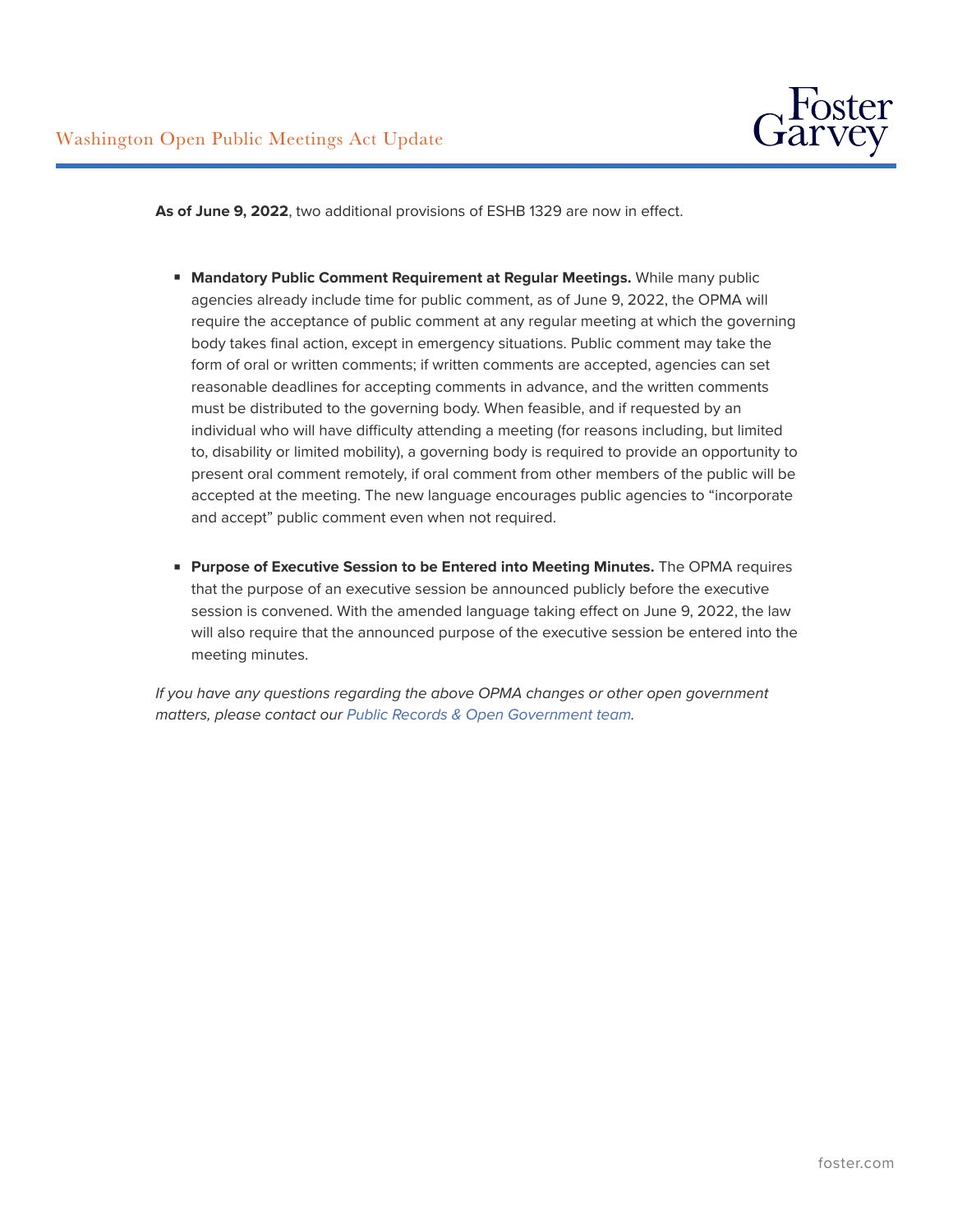**As of June 9, 2022**, two additional provisions of ESHB 1329 are now in effect.

- **Mandatory Public Comment Requirement at Regular Meetings.** While many public agencies already include time for public comment, as of June 9, 2022, the OPMA will require the acceptance of public comment at any regular meeting at which the governing body takes final action, except in emergency situations. Public comment may take the form of oral or written comments; if written comments are accepted, agencies can set reasonable deadlines for accepting comments in advance, and the written comments must be distributed to the governing body. When feasible, and if requested by an individual who will have difficulty attending a meeting (for reasons including, but limited to, disability or limited mobility), a governing body is required to provide an opportunity to present oral comment remotely, if oral comment from other members of the public will be accepted at the meeting. The new language encourages public agencies to "incorporate and accept" public comment even when not required.

- **Purpose of Executive Session to be Entered into Meeting Minutes.** The OPMA requires that the purpose of an executive session be announced publicly before the executive session is convened. With the amended language taking effect on June 9, 2022, the law will also require that the announced purpose of the executive session be entered into the meeting minutes.

*If you have any questions regarding the above OPMA changes or other open government matters, please contact our Public Records & Open Government team.*